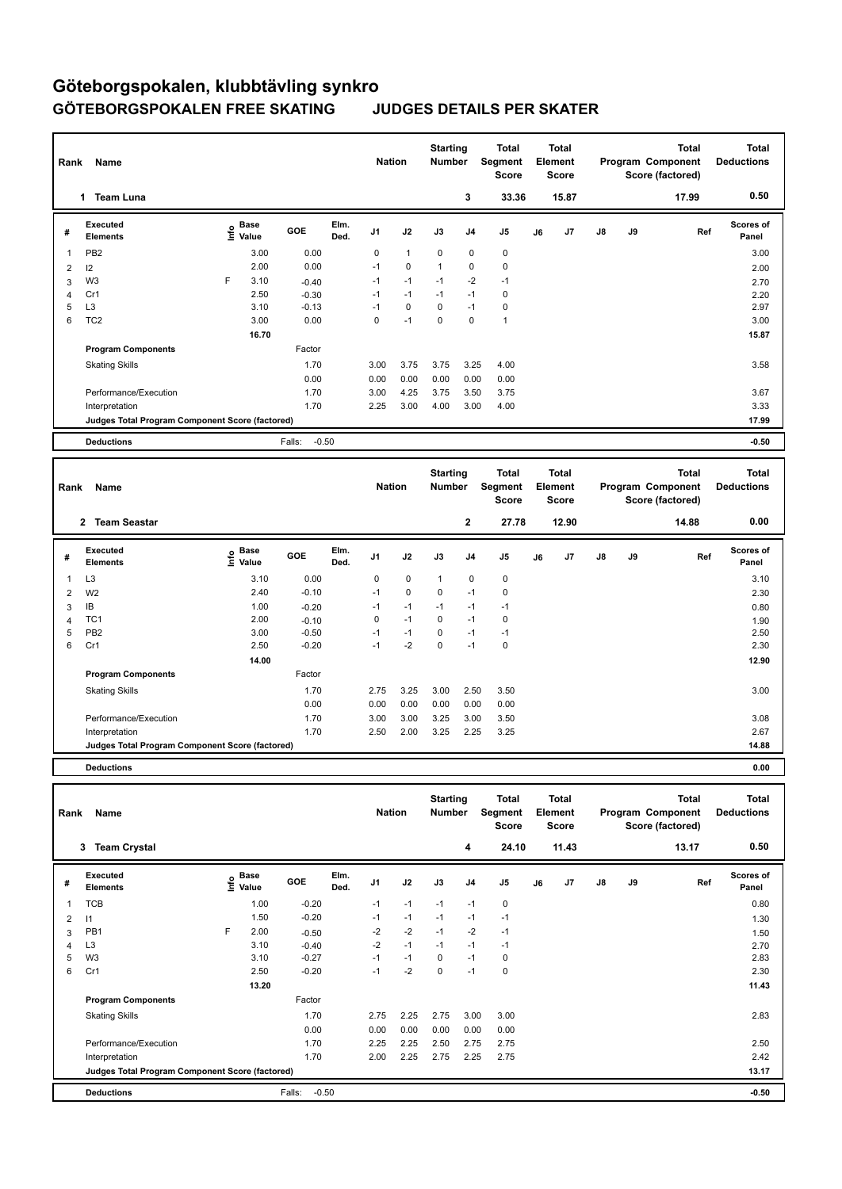# Göteborgspokalen, klubbtävling synkro

## GÖTEBORGSPOKALEN FREE SKATING JUDGES DETAILS PER SKATER

| Rank | Name | Nation | Starting Number | Total Segment Score | Total Element Score | Total Program Component Score (factored) | Total Deductions |
|---|---|---|---|---|---|---|---|
| 1 | Team Luna | | 3 | 33.36 | 15.87 | 17.99 | 0.50 |

| # | Executed Elements | Info | Base Value | GOE | Elm. Ded. | J1 | J2 | J3 | J4 | J5 | J6 | J7 | J8 | J9 | Ref | Scores of Panel |
|---|---|---|---|---|---|---|---|---|---|---|---|---|---|---|---|---|
| 1 | PB2 | | 3.00 | 0.00 | | 0 | 1 | 0 | 0 | 0 | | | | | | 3.00 |
| 2 | I2 | | 2.00 | 0.00 | | -1 | 0 | 1 | 0 | 0 | | | | | | 2.00 |
| 3 | W3 | F | 3.10 | -0.40 | | -1 | -1 | -1 | -2 | -1 | | | | | | 2.70 |
| 4 | Cr1 | | 2.50 | -0.30 | | -1 | -1 | -1 | -1 | 0 | | | | | | 2.20 |
| 5 | L3 | | 3.10 | -0.13 | | -1 | 0 | 0 | -1 | 0 | | | | | | 2.97 |
| 6 | TC2 | | 3.00 | 0.00 | | 0 | -1 | 0 | 0 | 1 | | | | | | 3.00 |
| | | | 16.70 | | | | | | | | | | | | | 15.87 |

| Program Components | Factor | J1 | J2 | J3 | J4 | J5 | J6 | J7 | J8 | J9 | | Scores of Panel |
|---|---|---|---|---|---|---|---|---|---|---|---|---|
| Skating Skills | 1.70 | 3.00 | 3.75 | 3.75 | 3.25 | 4.00 | | | | | | 3.58 |
| | 0.00 | 0.00 | 0.00 | 0.00 | 0.00 | 0.00 | | | | | | |
| Performance/Execution | 1.70 | 3.00 | 4.25 | 3.75 | 3.50 | 3.75 | | | | | | 3.67 |
| Interpretation | 1.70 | 2.25 | 3.00 | 4.00 | 3.00 | 4.00 | | | | | | 3.33 |
| Judges Total Program Component Score (factored) | | | | | | | | | | | | 17.99 |

| Deductions | Falls: -0.50 | -0.50 |
|---|---|---|

| Rank | Name | Nation | Starting Number | Total Segment Score | Total Element Score | Total Program Component Score (factored) | Total Deductions |
|---|---|---|---|---|---|---|---|
| 2 | Team Seastar | | 2 | 27.78 | 12.90 | 14.88 | 0.00 |

| # | Executed Elements | Info | Base Value | GOE | Elm. Ded. | J1 | J2 | J3 | J4 | J5 | J6 | J7 | J8 | J9 | Ref | Scores of Panel |
|---|---|---|---|---|---|---|---|---|---|---|---|---|---|---|---|---|
| 1 | L3 | | 3.10 | 0.00 | | 0 | 0 | 1 | 0 | 0 | | | | | | 3.10 |
| 2 | W2 | | 2.40 | -0.10 | | -1 | 0 | 0 | -1 | 0 | | | | | | 2.30 |
| 3 | IB | | 1.00 | -0.20 | | -1 | -1 | -1 | -1 | -1 | | | | | | 0.80 |
| 4 | TC1 | | 2.00 | -0.10 | | 0 | -1 | 0 | -1 | 0 | | | | | | 1.90 |
| 5 | PB2 | | 3.00 | -0.50 | | -1 | -1 | 0 | -1 | -1 | | | | | | 2.50 |
| 6 | Cr1 | | 2.50 | -0.20 | | -1 | -2 | 0 | -1 | 0 | | | | | | 2.30 |
| | | | 14.00 | | | | | | | | | | | | | 12.90 |

| Program Components | Factor | J1 | J2 | J3 | J4 | J5 | J6 | J7 | J8 | J9 | | Scores of Panel |
|---|---|---|---|---|---|---|---|---|---|---|---|---|
| Skating Skills | 1.70 | 2.75 | 3.25 | 3.00 | 2.50 | 3.50 | | | | | | 3.00 |
| | 0.00 | 0.00 | 0.00 | 0.00 | 0.00 | 0.00 | | | | | | |
| Performance/Execution | 1.70 | 3.00 | 3.00 | 3.25 | 3.00 | 3.50 | | | | | | 3.08 |
| Interpretation | 1.70 | 2.50 | 2.00 | 3.25 | 2.25 | 3.25 | | | | | | 2.67 |
| Judges Total Program Component Score (factored) | | | | | | | | | | | | 14.88 |

| Deductions | | 0.00 |
|---|---|---|

| Rank | Name | Nation | Starting Number | Total Segment Score | Total Element Score | Total Program Component Score (factored) | Total Deductions |
|---|---|---|---|---|---|---|---|
| 3 | Team Crystal | | 4 | 24.10 | 11.43 | 13.17 | 0.50 |

| # | Executed Elements | Info | Base Value | GOE | Elm. Ded. | J1 | J2 | J3 | J4 | J5 | J6 | J7 | J8 | J9 | Ref | Scores of Panel |
|---|---|---|---|---|---|---|---|---|---|---|---|---|---|---|---|---|
| 1 | TCB | | 1.00 | -0.20 | | -1 | -1 | -1 | -1 | 0 | | | | | | 0.80 |
| 2 | I1 | | 1.50 | -0.20 | | -1 | -1 | -1 | -1 | -1 | | | | | | 1.30 |
| 3 | PB1 | F | 2.00 | -0.50 | | -2 | -2 | -1 | -2 | -1 | | | | | | 1.50 |
| 4 | L3 | | 3.10 | -0.40 | | -2 | -1 | -1 | -1 | -1 | | | | | | 2.70 |
| 5 | W3 | | 3.10 | -0.27 | | -1 | -1 | 0 | -1 | 0 | | | | | | 2.83 |
| 6 | Cr1 | | 2.50 | -0.20 | | -1 | -2 | 0 | -1 | 0 | | | | | | 2.30 |
| | | | 13.20 | | | | | | | | | | | | | 11.43 |

| Program Components | Factor | J1 | J2 | J3 | J4 | J5 | J6 | J7 | J8 | J9 | | Scores of Panel |
|---|---|---|---|---|---|---|---|---|---|---|---|---|
| Skating Skills | 1.70 | 2.75 | 2.25 | 2.75 | 3.00 | 3.00 | | | | | | 2.83 |
| | 0.00 | 0.00 | 0.00 | 0.00 | 0.00 | 0.00 | | | | | | |
| Performance/Execution | 1.70 | 2.25 | 2.25 | 2.50 | 2.75 | 2.75 | | | | | | 2.50 |
| Interpretation | 1.70 | 2.00 | 2.25 | 2.75 | 2.25 | 2.75 | | | | | | 2.42 |
| Judges Total Program Component Score (factored) | | | | | | | | | | | | 13.17 |

| Deductions | Falls: -0.50 | -0.50 |
|---|---|---|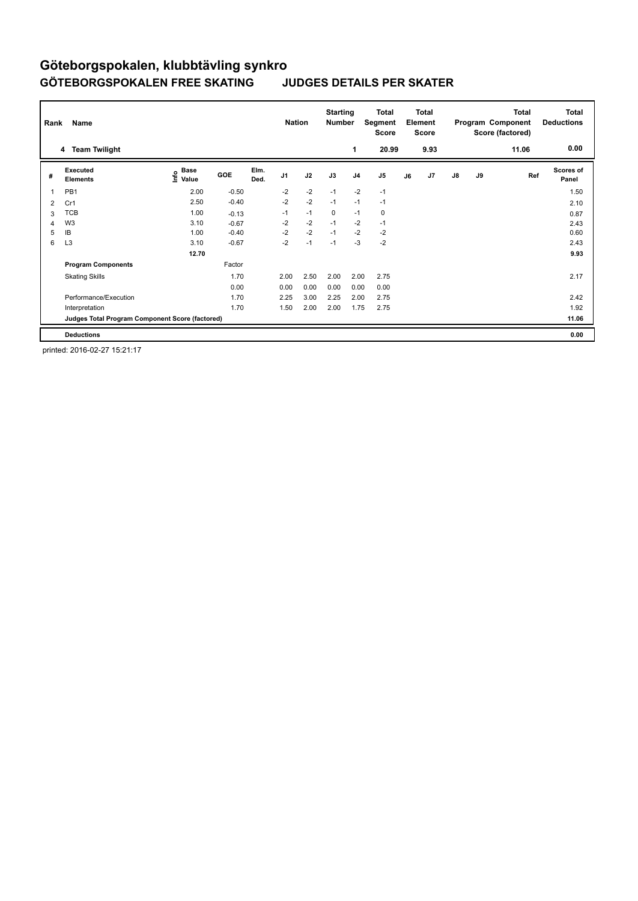# Göteborgspokalen, klubbtävling synkro

## GÖTEBORGSPOKALEN FREE SKATING JUDGES DETAILS PER SKATER

| Rank | Name | Nation | Starting Number | Total Segment Score | Total Element Score | Total Program Component Score (factored) | Total Deductions |
|---|---|---|---|---|---|---|---|
| 4 | Team Twilight | | 1 | 20.99 | 9.93 | 11.06 | 0.00 |

| # | Executed Elements | Info | Base Value | GOE | Elm. Ded. | J1 | J2 | J3 | J4 | J5 | J6 | J7 | J8 | J9 | Ref | Scores of Panel |
|---|---|---|---|---|---|---|---|---|---|---|---|---|---|---|---|---|
| 1 | PB1 | | 2.00 | -0.50 | | -2 | -2 | -1 | -2 | -1 | | | | | | 1.50 |
| 2 | Cr1 | | 2.50 | -0.40 | | -2 | -2 | -1 | -1 | -1 | | | | | | 2.10 |
| 3 | TCB | | 1.00 | -0.13 | | -1 | -1 | 0 | -1 | 0 | | | | | | 0.87 |
| 4 | W3 | | 3.10 | -0.67 | | -2 | -2 | -1 | -2 | -1 | | | | | | 2.43 |
| 5 | IB | | 1.00 | -0.40 | | -2 | -2 | -1 | -2 | -2 | | | | | | 0.60 |
| 6 | L3 | | 3.10 | -0.67 | | -2 | -1 | -1 | -3 | -2 | | | | | | 2.43 |
| | | | 12.70 | | | | | | | | | | | | | 9.93 |
| | Program Components | | | Factor | | | | | | | | | | | | |
| | Skating Skills | | | 1.70 | | 2.00 | 2.50 | 2.00 | 2.00 | 2.75 | | | | | | 2.17 |
| | | | | 0.00 | | 0.00 | 0.00 | 0.00 | 0.00 | 0.00 | | | | | | |
| | Performance/Execution | | | 1.70 | | 2.25 | 3.00 | 2.25 | 2.00 | 2.75 | | | | | | 2.42 |
| | Interpretation | | | 1.70 | | 1.50 | 2.00 | 2.00 | 1.75 | 2.75 | | | | | | 1.92 |
| | Judges Total Program Component Score (factored) | | | | | | | | | | | | | | | 11.06 |
| | Deductions | | | | | | | | | | | | | | | 0.00 |

printed: 2016-02-27 15:21:17